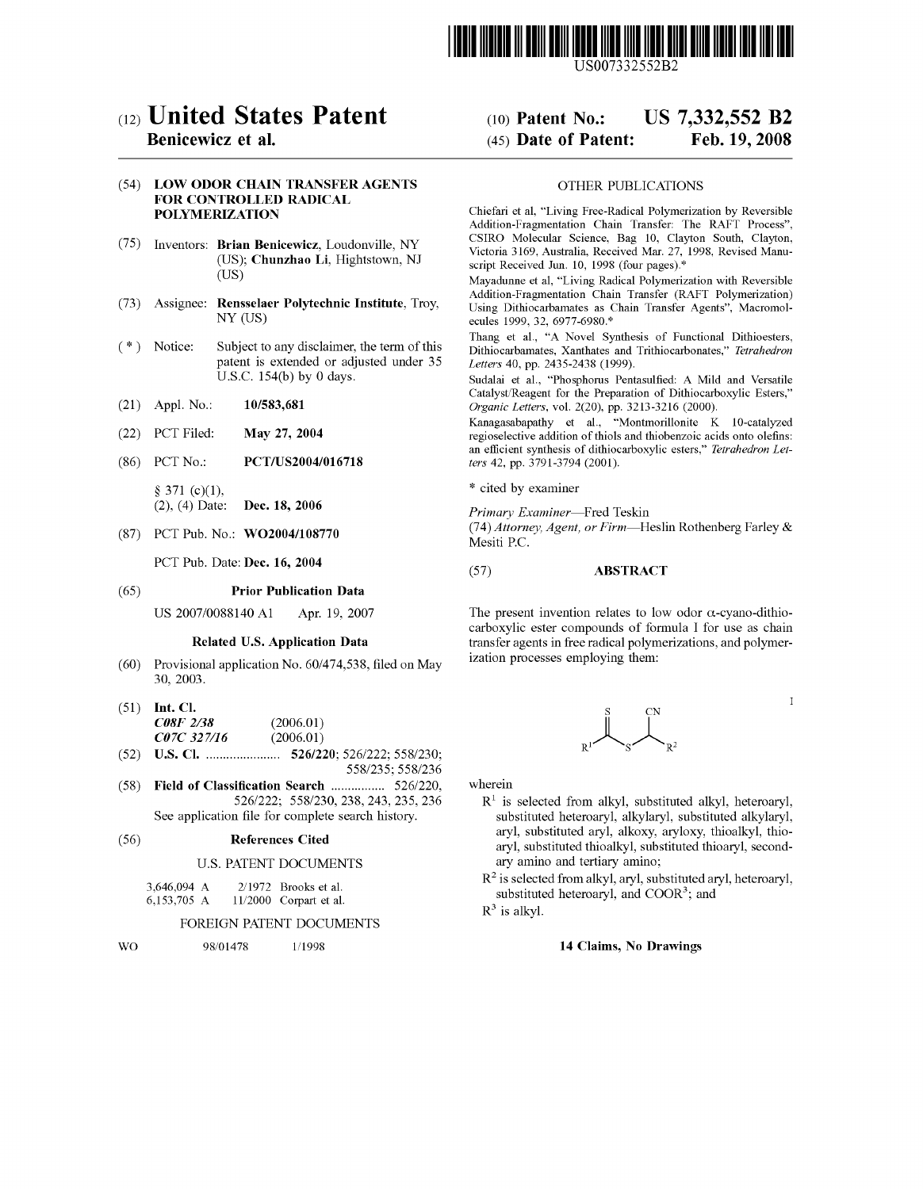US007332552B2

# (12) United States Patent
**Benicewicz et al.**

(10) **Patent No.: US 7,332,552 B2**

(45) **Date of Patent: Feb. 19, 2008**

(54) **LOW ODOR CHAIN TRANSFER AGENTS FOR CONTROLLED RADICAL POLYMERIZATION**

(75) Inventors: **Brian Benicewicz**, Loudonville, NY (US); **Chunzhao Li**, Hightstown, NJ (US)

(73) Assignee: **Rensselaer Polytechnic Institute**, Troy, NY (US)

( * ) Notice: Subject to any disclaimer, the term of this patent is extended or adjusted under 35 U.S.C. 154(b) by 0 days.

(21) Appl. No.: **10/583,681**

(22) PCT Filed: **May 27, 2004**

(86) PCT No.: **PCT/US2004/016718**

§ 371 (c)(1), (2), (4) Date: **Dec. 18, 2006**

(87) PCT Pub. No.: **WO2004/108770**

PCT Pub. Date: **Dec. 16, 2004**

(65) **Prior Publication Data**

US 2007/0088140 A1 Apr. 19, 2007

**Related U.S. Application Data**

(60) Provisional application No. 60/474,538, filed on May 30, 2003.

(51) **Int. Cl.**
*C08F 2/38* (2006.01)
*C07C 327/16* (2006.01)

(52) **U.S. Cl.** ..................... **526/220**; 526/222; 558/230; 558/235; 558/236

(58) **Field of Classification Search** ................ 526/220, 526/222; 558/230, 238, 243, 235, 236
See application file for complete search history.

(56) **References Cited**

U.S. PATENT DOCUMENTS

3,646,094 A 2/1972 Brooks et al.
6,153,705 A 11/2000 Corpart et al.

FOREIGN PATENT DOCUMENTS

WO 98/01478 1/1998

OTHER PUBLICATIONS

Chiefari et al, "Living Free-Radical Polymerization by Reversible Addition-Fragmentation Chain Transfer: The RAFT Process", CSIRO Molecular Science, Bag 10, Clayton South, Clayton, Victoria 3169, Australia, Received Mar. 27, 1998, Revised Manuscript Received Jun. 10, 1998 (four pages).*

Mayadunne et al, "Living Radical Polymerization with Reversible Addition-Fragmentation Chain Transfer (RAFT Polymerization) Using Dithiocarbamates as Chain Transfer Agents", Macromolecules 1999, 32, 6977-6980.*

Thang et al., "A Novel Synthesis of Functional Dithioesters, Dithiocarbamates, Xanthates and Trithiocarbonates," *Tetrahedron Letters* 40, pp. 2435-2438 (1999).

Sudalai et al., "Phosphorus Pentasulfied: A Mild and Versatile Catalyst/Reagent for the Preparation of Dithiocarboxylic Esters," *Organic Letters*, vol. 2(20), pp. 3213-3216 (2000).

Kanagasabapathy et al., "Montmorillonite K 10-catalyzed regioselective addition of thiols and thiobenzoic acids onto olefins: an efficient synthesis of dithiocarboxylic esters," *Tetrahedron Letters* 42, pp. 3791-3794 (2001).

\* cited by examiner

*Primary Examiner*—Fred Teskin

(74) *Attorney, Agent, or Firm*—Heslin Rothenberg Farley & Mesiti P.C.

(57) **ABSTRACT**

The present invention relates to low odor α-cyano-dithiocarboxylic ester compounds of formula I for use as chain transfer agents in free radical polymerizations, and polymerization processes employing them:

$$R^1-C(=S)-S-CH(CN)-R^2 \qquad \text{I}$$

wherein

$R^1$ is selected from alkyl, substituted alkyl, heteroaryl, substituted heteroaryl, alkylaryl, substituted alkylaryl, aryl, substituted aryl, alkoxy, aryloxy, thioalkyl, thioaryl, substituted thioalkyl, substituted thioaryl, secondary amino and tertiary amino;

$R^2$ is selected from alkyl, aryl, substituted aryl, heteroaryl, substituted heteroaryl, and $COOR^3$; and

$R^3$ is alkyl.

**14 Claims, No Drawings**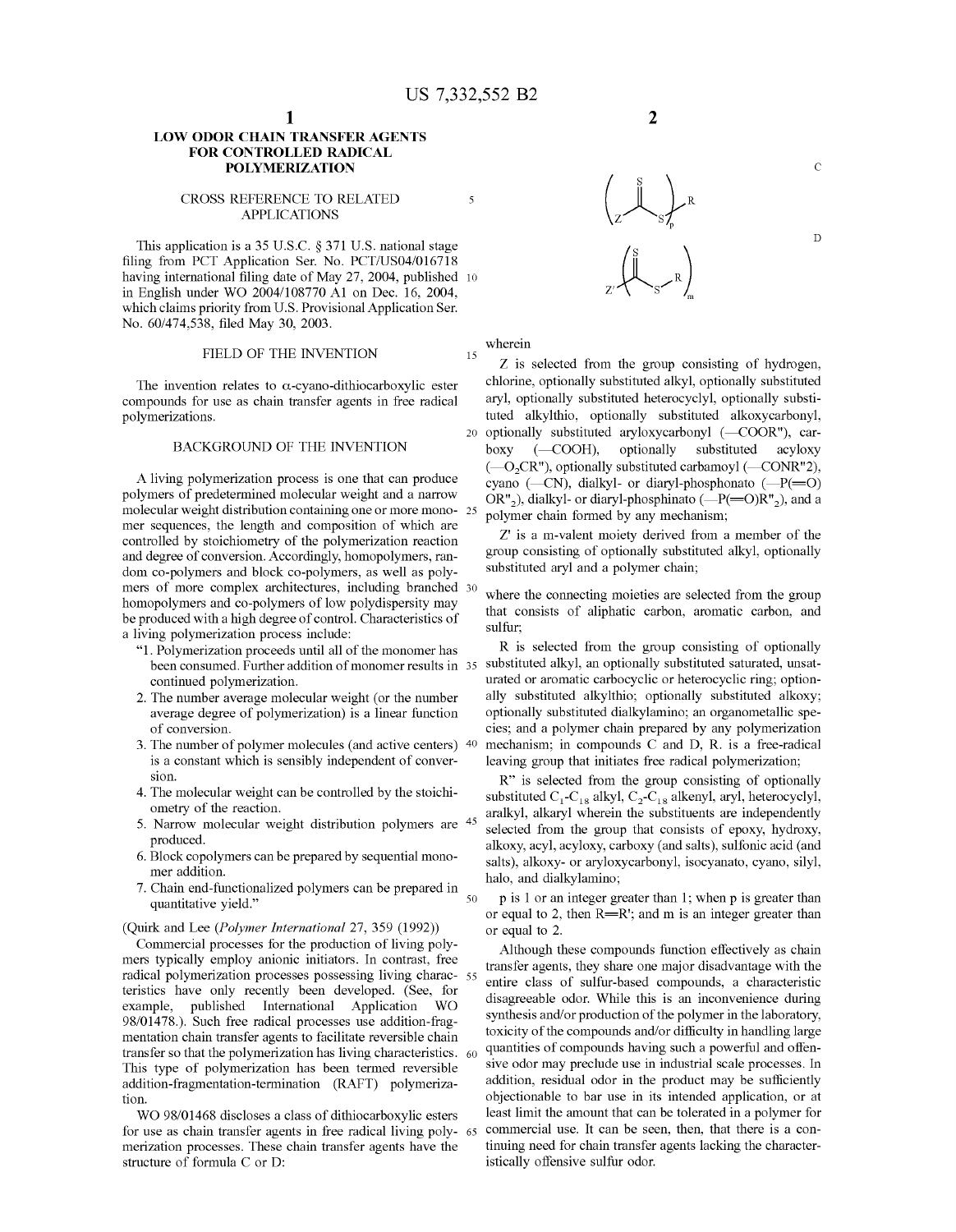# LOW ODOR CHAIN TRANSFER AGENTS FOR CONTROLLED RADICAL POLYMERIZATION

## CROSS REFERENCE TO RELATED APPLICATIONS

This application is a 35 U.S.C. § 371 U.S. national stage filing from PCT Application Ser. No. PCT/US04/016718 having international filing date of May 27, 2004, published in English under WO 2004/108770 A1 on Dec. 16, 2004, which claims priority from U.S. Provisional Application Ser. No. 60/474,538, filed May 30, 2003.

## FIELD OF THE INVENTION

The invention relates to α-cyano-dithiocarboxylic ester compounds for use as chain transfer agents in free radical polymerizations.

## BACKGROUND OF THE INVENTION

A living polymerization process is one that can produce polymers of predetermined molecular weight and a narrow molecular weight distribution containing one or more monomer sequences, the length and composition of which are controlled by stoichiometry of the polymerization reaction and degree of conversion. Accordingly, homopolymers, random co-polymers and block co-polymers, as well as polymers of more complex architectures, including branched homopolymers and co-polymers of low polydispersity may be produced with a high degree of control. Characteristics of a living polymerization process include:

"1. Polymerization proceeds until all of the monomer has been consumed. Further addition of monomer results in continued polymerization.
2. The number average molecular weight (or the number average degree of polymerization) is a linear function of conversion.
3. The number of polymer molecules (and active centers) is a constant which is sensibly independent of conversion.
4. The molecular weight can be controlled by the stoichiometry of the reaction.
5. Narrow molecular weight distribution polymers are produced.
6. Block copolymers can be prepared by sequential monomer addition.
7. Chain end-functionalized polymers can be prepared in quantitative yield."

(Quirk and Lee (*Polymer International* 27, 359 (1992))

Commercial processes for the production of living polymers typically employ anionic initiators. In contrast, free radical polymerization processes possessing living characteristics have only recently been developed. (See, for example, published International Application WO 98/01478.). Such free radical processes use addition-fragmentation chain transfer agents to facilitate reversible chain transfer so that the polymerization has living characteristics. This type of polymerization has been termed reversible addition-fragmentation-termination (RAFT) polymerization.

WO 98/01468 discloses a class of dithiocarboxylic esters for use as chain transfer agents in free radical living polymerization processes. These chain transfer agents have the structure of formula C or D:

$$\left( Z-C(=S)-S \right)_p R \qquad \text{C}$$

$$Z' \left( C(=S)-S-R \right)_m \qquad \text{D}$$

wherein

Z is selected from the group consisting of hydrogen, chlorine, optionally substituted alkyl, optionally substituted aryl, optionally substituted heterocyclyl, optionally substituted alkylthio, optionally substituted alkoxycarbonyl, optionally substituted aryloxycarbonyl (—COOR"), carboxy (—COOH), optionally substituted acyloxy (—$O_2$CR"), optionally substituted carbamoyl (—CONR"2), cyano (—CN), dialkyl- or diaryl-phosphonato (—P(=O)OR"$_2$), dialkyl- or diaryl-phosphinato (—P(=O)R"$_2$), and a polymer chain formed by any mechanism;

Z' is a m-valent moiety derived from a member of the group consisting of optionally substituted alkyl, optionally substituted aryl and a polymer chain;

where the connecting moieties are selected from the group that consists of aliphatic carbon, aromatic carbon, and sulfur;

R is selected from the group consisting of optionally substituted alkyl, an optionally substituted saturated, unsaturated or aromatic carbocyclic or heterocyclic ring; optionally substituted alkylthio; optionally substituted alkoxy; optionally substituted dialkylamino; an organometallic species; and a polymer chain prepared by any polymerization mechanism; in compounds C and D, R. is a free-radical leaving group that initiates free radical polymerization;

R" is selected from the group consisting of optionally substituted $C_1$-$C_{18}$ alkyl, $C_2$-$C_{18}$ alkenyl, aryl, heterocyclyl, aralkyl, alkaryl wherein the substituents are independently selected from the group that consists of epoxy, hydroxy, alkoxy, acyl, acyloxy, carboxy (and salts), sulfonic acid (and salts), alkoxy- or aryloxycarbonyl, isocyanato, cyano, silyl, halo, and dialkylamino;

p is 1 or an integer greater than 1; when p is greater than or equal to 2, then R=R'; and m is an integer greater than or equal to 2.

Although these compounds function effectively as chain transfer agents, they share one major disadvantage with the entire class of sulfur-based compounds, a characteristic disagreeable odor. While this is an inconvenience during synthesis and/or production of the polymer in the laboratory, toxicity of the compounds and/or difficulty in handling large quantities of compounds having such a powerful and offensive odor may preclude use in industrial scale processes. In addition, residual odor in the product may be sufficiently objectionable to bar use in its intended application, or at least limit the amount that can be tolerated in a polymer for commercial use. It can be seen, then, that there is a continuing need for chain transfer agents lacking the characteristically offensive sulfur odor.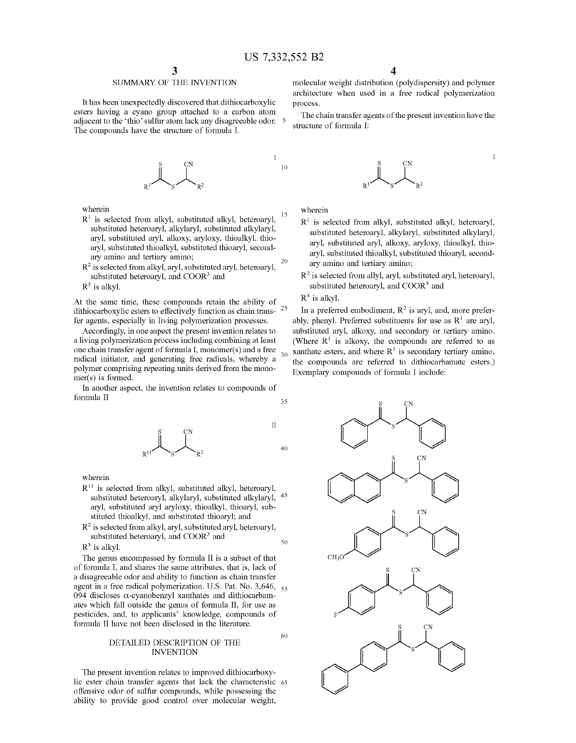## SUMMARY OF THE INVENTION

It has been unexpectedly discovered that dithiocarboxylic esters having a cyano group attached to a carbon atom adjacent to the 'thio' sulfur atom lack any disagreeable odor. The compounds have the structure of formula I.

I

wherein

- $R^1$ is selected from alkyl, substituted alkyl, heteroaryl, substituted heteroaryl, alkylaryl, substituted alkylaryl, aryl, substituted aryl, alkoxy, aryloxy, thioalkyl, thioaryl, substituted thioalkyl, substituted thioaryl, secondary amino and tertiary amino;
- $R^2$ is selected from alkyl, aryl, substituted aryl, heteroaryl, substituted heteroaryl, and $COOR^3$ and
- $R^3$ is alkyl.

At the same time, these compounds retain the ability of dithiocarboxylic esters to effectively function as chain transfer agents, especially in living polymerization processes.

Accordingly, in one aspect the present invention relates to a living polymerization process including combining at least one chain transfer agent of formula I, monomer(s) and a free radical initiator, and generating free radicals, whereby a polymer comprising repeating units derived from the monomer(s) is formed.

In another aspect, the invention relates to compounds of formula II

II

wherein

- $R^{11}$ is selected from alkyl, substituted alkyl, heteroaryl, substituted heteroaryl, alkylaryl, substituted alkylaryl, aryl, substituted aryl aryloxy, thioalkyl, thioaryl, substituted thioalkyl, and substituted thioaryl; and
- $R^2$ is selected from alkyl, aryl, substituted aryl, heteroaryl, substituted heteroaryl, and $COOR^3$ and
- $R^3$ is alkyl.

The genus encompassed by formula II is a subset of that of formula I, and shares the same attributes, that is, lack of a disagreeable odor and ability to function as chain transfer agent in a free radical polymerization. U.S. Pat. No. 3,646,094 discloses α-cyanobenzyl xanthates and dithiocarbamates which fall outside the genus of formula II, for use as pesticides, and, to applicants' knowledge, compounds of formula II have not been disclosed in the literature.

## DETAILED DESCRIPTION OF THE INVENTION

The present invention relates to improved dithiocarboxylic ester chain transfer agents that lack the characteristic offensive odor of sulfur compounds, while possessing the ability to provide good control over molecular weight, molecular weight distribution (polydispersity) and polymer architecture when used in a free radical polymerization process.

The chain transfer agents of the present invention have the structure of formula I:

I

wherein

- $R^1$ is selected from alkyl, substituted alkyl, heteroaryl, substituted heteroaryl, alkylaryl, substituted alkylaryl, aryl, substituted aryl, alkoxy, aryloxy, thioalkyl, thioaryl, substituted thioalkyl, substituted thioaryl, secondary amino and tertiary amino;
- $R^2$ is selected from allyl, aryl, substituted aryl, heteroaryl, substituted heteroaryl, and $COOR^3$ and
- $R^3$ is alkyl.

In a preferred embodiment, $R^2$ is aryl, and, more preferably, phenyl. Preferred substituents for use as $R^1$ are aryl, substituted aryl, alkoxy, and secondary or tertiary amino. (Where $R^1$ is alkoxy, the compounds are referred to as xanthate esters, and where $R^1$ is secondary tertiary amino, the compounds are referred to dithiocarbamate esters.) Exemplary compounds of formula I include: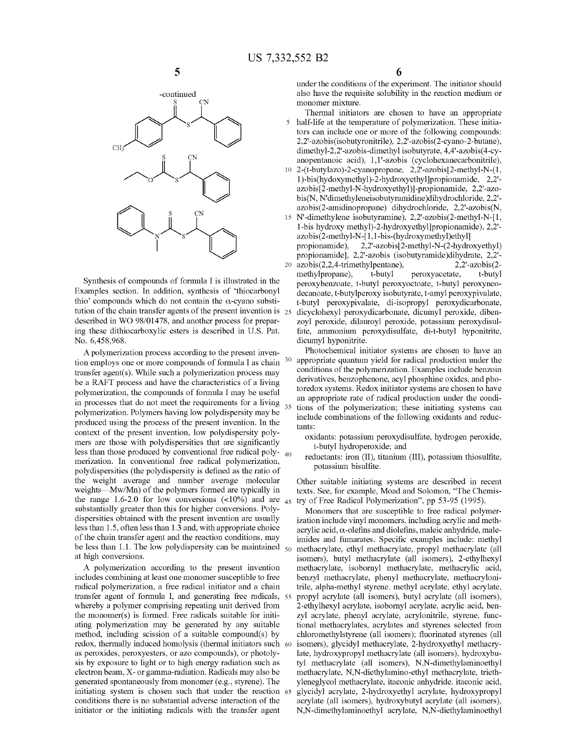-continued

Synthesis of compounds of formula I is illustrated in the Examples section. In addition, synthesis of 'thiocarbonyl thio' compounds which do not contain the α-cyano substitution of the chain transfer agents of the present invention is described in WO 98/01478, and another process for preparing these dithiocarboxylic esters is described in U.S. Pat. No. 6,458,968.

A polymerization process according to the present invention employs one or more compounds of formula I as chain transfer agent(s). While such a polymerization process may be a RAFT process and have the characteristics of a living polymerization, the compounds of formula I may be useful in processes that do not meet the requirements for a living polymerization. Polymers having low polydispersity may be produced using the process of the present invention. In the context of the present invention, low polydispersity polymers are those with polydispersities that are significantly less than those produced by conventional free radical polymerization. In conventional free radical polymerization, polydispersities (the polydispersity is defined as the ratio of the weight average and number average molecular weights—Mw/Mn) of the polymers formed are typically in the range 1.6-2.0 for low conversions (<10%) and are substantially greater than this for higher conversions. Polydispersities obtained with the present invention are usually less than 1.5, often less than 1.3 and, with appropriate choice of the chain transfer agent and the reaction conditions, may be less than 1.1. The low polydispersity can be maintained at high conversions.

A polymerization according to the present invention includes combining at least one monomer susceptible to free radical polymerization, a free radical initiator and a chain transfer agent of formula I, and generating free radicals, whereby a polymer comprising repeating unit derived from the monomer(s) is formed. Free radicals suitable for initiating polymerization may be generated by any suitable method, including scission of a suitable compound(s) by redox, thermally induced homolysis (thermal initiators such as peroxides, peroxyesters, or azo compounds), or photolysis by exposure to light or to high energy radiation such as electron beam, X- or gamma-radiation. Radicals may also be generated spontaneously from monomer (e.g., styrene). The initiating system is chosen such that under the reaction conditions there is no substantial adverse interaction of the initiator or the initiating radicals with the transfer agent under the conditions of the experiment. The initiator should also have the requisite solubility in the reaction medium or monomer mixture.

Thermal initiators are chosen to have an appropriate half-life at the temperature of polymerization. These initiators can include one or more of the following compounds: 2,2'-azobis(isobutyronitrile), 2,2'-azobis(2-cyano-2-butane), dimethyl-2,2'-azobis-dimethyl isobutyrate, 4,4'-azobis(4-cyanopentanoic acid), 1,1'-azobis (cyclohexanecarbonitrile), 2-(t-butylazo)-2-cyanopropane, 2,2'-azobis[2-methyl-N-(1,1)-bis(hydoxymethyl)-2-hydroxyethyl]propionamide, 2,2'-azobis[2-methyl-N-hydroxyethyl)]-propionamide, 2,2'-azobis(N, N'dimethyleneisobutyramidine)dihydrochloride, 2,2'-azobis(2-amidinopropane) dihydrochloride, 2,2'-azobis(N, N'-dimethylene isobutyramine), 2,2'-azobis(2-methyl-N-[1,1-bis hydroxy methyl)-2-hydroxyethyl]propionamide), 2,2'-azobis(2-methyl-N-[1,1-bis-(hydroxymethyl)ethyl] propionamide), 2,2'-azobis[2-methyl-N-(2-hydroxyethyl) propionamide], 2,2'-azobis (isobutyramide)dihydrate, 2,2'-azobis(2,2,4-trimethylpentane), 2,2'-azobis(2-methylpropane), t-butyl peroxyacetate, t-butyl peroxybenzoate, t-butyl peroxyoctoate, t-butyl peroxyneodecanoate, t-butylperoxy isobutyrate, t-amyl peroxypivalate, t-butyl peroxypivalate, di-isopropyl peroxydicarbonate, dicyclohexyl peroxydicarbonate, dicumyl peroxide, dibenzoyl peroxide, dilauroyl peroxide, potassium peroxydisulfate, ammonium peroxydisulfate, di-t-butyl hyponitrite, dicumyl hyponitrite.

Photochemical initiator systems are chosen to have an appropriate quantum yield for radical production under the conditions of the polymerization. Examples include benzoin derivatives, benzophenone, acyl phosphine oxides, and photoredox systems. Redox initiator systems are chosen to have an appropriate rate of radical production under the conditions of the polymerization; these initiating systems can include combinations of the following oxidants and reductants:

oxidants: potassium peroxydisulfate, hydrogen peroxide, t-butyl hydroperoxide; and

reductants: iron (II), titanium (III), potassium thiosulfite, potassium bisulfite.

Other suitable initiating systems are described in recent texts. See, for example, Moad and Solomon, "The Chemistry of Free Radical Polymerization", pp 53-95 (1995).

Monomers that are susceptible to free radical polymerization include vinyl monomers, including acrylic and methacrylic acid, α-olefins and diolefins, maleic anhydride, maleimides and fumarates. Specific examples include: methyl methacrylate, ethyl methacrylate, propyl methacrylate (all isomers), butyl methacrylate (all isomers), 2-ethylhexyl methacrylate, isobornyl methacrylate, methacrylic acid, benzyl methacrylate, phenyl methacrylate, methacrylonitrile, alpha-methyl styrene. methyl acrylate, ethyl acrylate, propyl acrylate (all isomers), butyl acrylate (all isomers), 2-ethylhexyl acrylate, isobornyl acrylate, acrylic acid, benzyl acrylate, phenyl acrylate, acrylonitrile, styrene, functional methacrylates, acrylates and styrenes selected from chloromethylstyrene (all isomers); fluorinated styrenes (all isomers), glycidyl methacrylate, 2-hydroxyethyl methacrylate, hydroxypropyl methacrylate (all isomers), hydroxybutyl methacrylate (all isomers), N,N-dimethylaminoethyl methacrylate, N,N-diethylamino-ethyl methacrylate, triethyleneglycol methacrylate, itaconic anhydride. itaconic acid, glycidyl acrylate, 2-hydroxyethyl acrylate, hydroxypropyl acrylate (all isomers), hydroxybutyl acrylate (all isomers), N,N-dimethylaminoethyl acrylate, N,N-diethylaminoethyl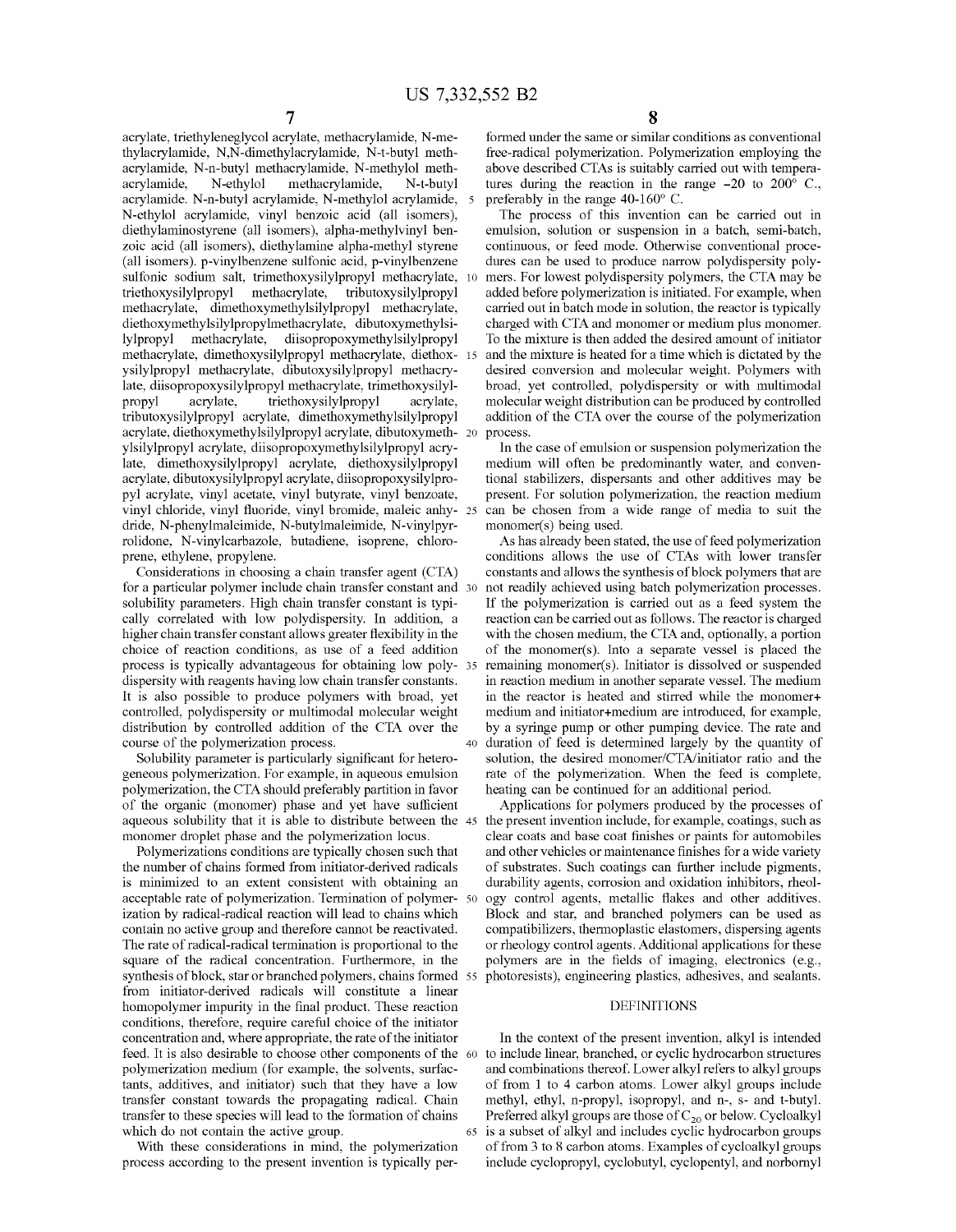acrylate, triethyleneglycol acrylate, methacrylamide, N-methylacrylamide, N,N-dimethylacrylamide, N-t-butyl methacrylamide, N-n-butyl methacrylamide, N-methylol methacrylamide, N-ethylol methacrylamide, N-t-butyl acrylamide. N-n-butyl acrylamide, N-methylol acrylamide, N-ethylol acrylamide, vinyl benzoic acid (all isomers), diethylaminostyrene (all isomers), alpha-methylvinyl benzoic acid (all isomers), diethylamine alpha-methyl styrene (all isomers). p-vinylbenzene sulfonic acid, p-vinylbenzene sulfonic sodium salt, trimethoxysilylpropyl methacrylate, triethoxysilylpropyl methacrylate, tributoxysilylpropyl methacrylate, dimethoxymethylsilylpropyl methacrylate, diethoxymethylsilylpropylmethacrylate, dibutoxymethylsilylpropyl methacrylate, diisopropoxymethylsilylpropyl methacrylate, dimethoxysilylpropyl methacrylate, diethoxysilylpropyl methacrylate, dibutoxysilylpropyl methacrylate, diisopropoxysilylpropyl methacrylate, trimethoxysilylpropyl acrylate, triethoxysilylpropyl acrylate, tributoxysilylpropyl acrylate, dimethoxymethylsilylpropyl acrylate, diethoxymethylsilylpropyl acrylate, dibutoxymethylsilylpropyl acrylate, diisopropoxymethylsilylpropyl acrylate, dimethoxysilylpropyl acrylate, diethoxysilylpropyl acrylate, dibutoxysilylpropyl acrylate, diisopropoxysilylpropyl acrylate, vinyl acetate, vinyl butyrate, vinyl benzoate, vinyl chloride, vinyl fluoride, vinyl bromide, maleic anhydride, N-phenylmaleimide, N-butylmaleimide, N-vinylpyrrolidone, N-vinylcarbazole, butadiene, isoprene, chloroprene, ethylene, propylene.

Considerations in choosing a chain transfer agent (CTA) for a particular polymer include chain transfer constant and solubility parameters. High chain transfer constant is typically correlated with low polydispersity. In addition, a higher chain transfer constant allows greater flexibility in the choice of reaction conditions, as use of a feed addition process is typically advantageous for obtaining low polydispersity with reagents having low chain transfer constants. It is also possible to produce polymers with broad, yet controlled, polydispersity or multimodal molecular weight distribution by controlled addition of the CTA over the course of the polymerization process.

Solubility parameter is particularly significant for heterogeneous polymerization. For example, in aqueous emulsion polymerization, the CTA should preferably partition in favor of the organic (monomer) phase and yet have sufficient aqueous solubility that it is able to distribute between the monomer droplet phase and the polymerization locus.

Polymerizations conditions are typically chosen such that the number of chains formed from initiator-derived radicals is minimized to an extent consistent with obtaining an acceptable rate of polymerization. Termination of polymerization by radical-radical reaction will lead to chains which contain no active group and therefore cannot be reactivated. The rate of radical-radical termination is proportional to the square of the radical concentration. Furthermore, in the synthesis of block, star or branched polymers, chains formed from initiator-derived radicals will constitute a linear homopolymer impurity in the final product. These reaction conditions, therefore, require careful choice of the initiator concentration and, where appropriate, the rate of the initiator feed. It is also desirable to choose other components of the polymerization medium (for example, the solvents, surfactants, additives, and initiator) such that they have a low transfer constant towards the propagating radical. Chain transfer to these species will lead to the formation of chains which do not contain the active group.

With these considerations in mind, the polymerization process according to the present invention is typically performed under the same or similar conditions as conventional free-radical polymerization. Polymerization employing the above described CTAs is suitably carried out with temperatures during the reaction in the range −20 to 200° C., preferably in the range 40-160° C.

The process of this invention can be carried out in emulsion, solution or suspension in a batch, semi-batch, continuous, or feed mode. Otherwise conventional procedures can be used to produce narrow polydispersity polymers. For lowest polydispersity polymers, the CTA may be added before polymerization is initiated. For example, when carried out in batch mode in solution, the reactor is typically charged with CTA and monomer or medium plus monomer. To the mixture is then added the desired amount of initiator and the mixture is heated for a time which is dictated by the desired conversion and molecular weight. Polymers with broad, yet controlled, polydispersity or with multimodal molecular weight distribution can be produced by controlled addition of the CTA over the course of the polymerization process.

In the case of emulsion or suspension polymerization the medium will often be predominantly water, and conventional stabilizers, dispersants and other additives may be present. For solution polymerization, the reaction medium can be chosen from a wide range of media to suit the monomer(s) being used.

As has already been stated, the use of feed polymerization conditions allows the use of CTAs with lower transfer constants and allows the synthesis of block polymers that are not readily achieved using batch polymerization processes. If the polymerization is carried out as a feed system the reaction can be carried out as follows. The reactor is charged with the chosen medium, the CTA and, optionally, a portion of the monomer(s). Into a separate vessel is placed the remaining monomer(s). Initiator is dissolved or suspended in reaction medium in another separate vessel. The medium in the reactor is heated and stirred while the monomer+medium and initiator+medium are introduced, for example, by a syringe pump or other pumping device. The rate and duration of feed is determined largely by the quantity of solution, the desired monomer/CTA/initiator ratio and the rate of the polymerization. When the feed is complete, heating can be continued for an additional period.

Applications for polymers produced by the processes of the present invention include, for example, coatings, such as clear coats and base coat finishes or paints for automobiles and other vehicles or maintenance finishes for a wide variety of substrates. Such coatings can further include pigments, durability agents, corrosion and oxidation inhibitors, rheology control agents, metallic flakes and other additives. Block and star, and branched polymers can be used as compatibilizers, thermoplastic elastomers, dispersing agents or rheology control agents. Additional applications for these polymers are in the fields of imaging, electronics (e.g., photoresists), engineering plastics, adhesives, and sealants.

## DEFINITIONS

In the context of the present invention, alkyl is intended to include linear, branched, or cyclic hydrocarbon structures and combinations thereof. Lower alkyl refers to alkyl groups of from 1 to 4 carbon atoms. Lower alkyl groups include methyl, ethyl, n-propyl, isopropyl, and n-, s- and t-butyl. Preferred alkyl groups are those of $C_{20}$ or below. Cycloalkyl is a subset of alkyl and includes cyclic hydrocarbon groups of from 3 to 8 carbon atoms. Examples of cycloalkyl groups include cyclopropyl, cyclobutyl, cyclopentyl, and norbornyl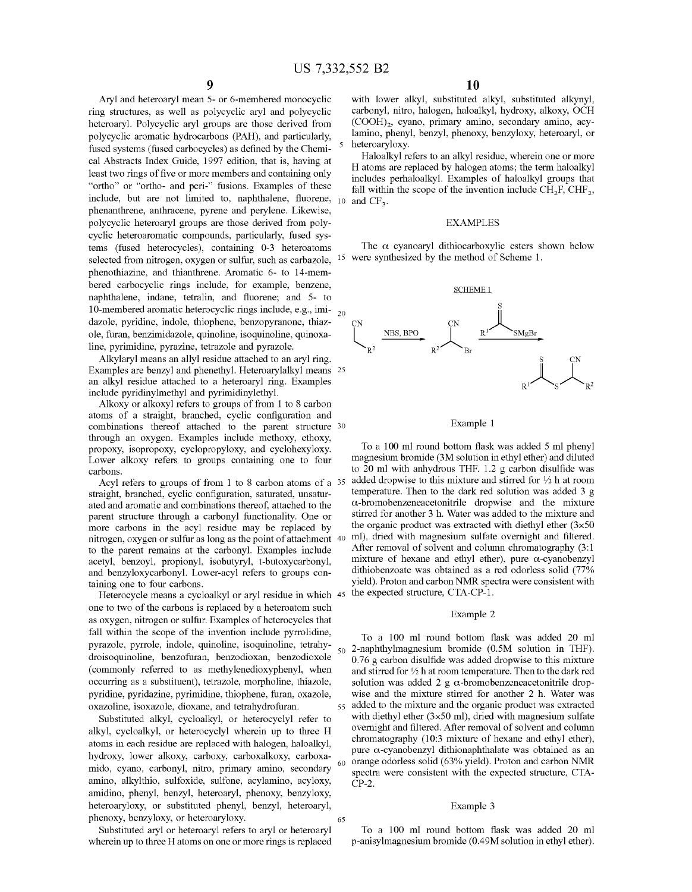Aryl and heteroaryl mean 5- or 6-membered monocyclic ring structures, as well as polycyclic aryl and polycyclic heteroaryl. Polycyclic aryl groups are those derived from polycyclic aromatic hydrocarbons (PAH), and particularly, fused systems (fused carbocycles) as defined by the Chemical Abstracts Index Guide, 1997 edition, that is, having at least two rings of five or more members and containing only "ortho" or "ortho- and peri-" fusions. Examples of these include, but are not limited to, naphthalene, fluorene, phenanthrene, anthracene, pyrene and perylene. Likewise, polycyclic heteroaryl groups are those derived from polycyclic heteroaromatic compounds, particularly, fused systems (fused heterocycles), containing 0-3 heteroatoms selected from nitrogen, oxygen or sulfur, such as carbazole, phenothiazine, and thianthrene. Aromatic 6- to 14-membered carbocyclic rings include, for example, benzene, naphthalene, indane, tetralin, and fluorene; and 5- to 10-membered aromatic heterocyclic rings include, e.g., imidazole, pyridine, indole, thiophene, benzopyranone, thiazole, furan, benzimidazole, quinoline, isoquinoline, quinoxaline, pyrimidine, pyrazine, tetrazole and pyrazole.

Alkylaryl means an allyl residue attached to an aryl ring. Examples are benzyl and phenethyl. Heteroarylalkyl means an alkyl residue attached to a heteroaryl ring. Examples include pyridinylmethyl and pyrimidinylethyl.

Alkoxy or alkoxyl refers to groups of from 1 to 8 carbon atoms of a straight, branched, cyclic configuration and combinations thereof attached to the parent structure through an oxygen. Examples include methoxy, ethoxy, propoxy, isopropoxy, cyclopropyloxy, and cyclohexyloxy. Lower alkoxy refers to groups containing one to four carbons.

Acyl refers to groups of from 1 to 8 carbon atoms of a straight, branched, cyclic configuration, saturated, unsaturated and aromatic and combinations thereof, attached to the parent structure through a carbonyl functionality. One or more carbons in the acyl residue may be replaced by nitrogen, oxygen or sulfur as long as the point of attachment to the parent remains at the carbonyl. Examples include acetyl, benzoyl, propionyl, isobutyryl, t-butoxycarbonyl, and benzyloxycarbonyl. Lower-acyl refers to groups containing one to four carbons.

Heterocycle means a cycloalkyl or aryl residue in which one to two of the carbons is replaced by a heteroatom such as oxygen, nitrogen or sulfur. Examples of heterocycles that fall within the scope of the invention include pyrrolidine, pyrazole, pyrrole, indole, quinoline, isoquinoline, tetrahydroisoquinoline, benzofuran, benzodioxan, benzodioxole (commonly referred to as methylenedioxyphenyl, when occurring as a substituent), tetrazole, morpholine, thiazole, pyridine, pyridazine, pyrimidine, thiophene, furan, oxazole, oxazoline, isoxazole, dioxane, and tetrahydrofuran.

Substituted alkyl, cycloalkyl, or heterocyclyl refer to alkyl, cycloalkyl, or heterocyclyl wherein up to three H atoms in each residue are replaced with halogen, haloalkyl, hydroxy, lower alkoxy, carboxy, carboxalkoxy, carboxamido, cyano, carbonyl, nitro, primary amino, secondary amino, alkylthio, sulfoxide, sulfone, acylamino, acyloxy, amidino, phenyl, benzyl, heteroaryl, phenoxy, benzyloxy, heteroaryloxy, or substituted phenyl, benzyl, heteroaryl, phenoxy, benzyloxy, or heteroaryloxy.

Substituted aryl or heteroaryl refers to aryl or heteroaryl wherein up to three H atoms on one or more rings is replaced with lower alkyl, substituted alkyl, substituted alkynyl, carbonyl, nitro, halogen, haloalkyl, hydroxy, alkoxy, $OCH(COOH)_2$, cyano, primary amino, secondary amino, acylamino, phenyl, benzyl, phenoxy, benzyloxy, heteroaryl, or heteroaryloxy.

Haloalkyl refers to an alkyl residue, wherein one or more H atoms are replaced by halogen atoms; the term haloalkyl includes perhaloalkyl. Examples of haloalkyl groups that fall within the scope of the invention include $CH_2F$, $CHF_2$, and $CF_3$.

## EXAMPLES

The α cyanoaryl dithiocarboxylic esters shown below were synthesized by the method of Scheme 1.

SCHEME 1

$R^2CH_2CN \xrightarrow{\text{NBS, BPO}} R^2CH(Br)CN \xrightarrow{R^1C(=S)SMgBr} R^1C(=S)SCH(CN)R^2$

### Example 1

To a 100 ml round bottom flask was added 5 ml phenyl magnesium bromide (3M solution in ethyl ether) and diluted to 20 ml with anhydrous THF. 1.2 g carbon disulfide was added dropwise to this mixture and stirred for ½ h at room temperature. Then to the dark red solution was added 3 g α-bromobenzeneacetonitrile dropwise and the mixture stirred for another 3 h. Water was added to the mixture and the organic product was extracted with diethyl ether (3×50 ml), dried with magnesium sulfate overnight and filtered. After removal of solvent and column chromatography (3:1 mixture of hexane and ethyl ether), pure α-cyanobenzyl dithiobenzoate was obtained as a red odorless solid (77% yield). Proton and carbon NMR spectra were consistent with the expected structure, CTA-CP-1.

### Example 2

To a 100 ml round bottom flask was added 20 ml 2-naphthylmagnesium bromide (0.5M solution in THF). 0.76 g carbon disulfide was added dropwise to this mixture and stirred for ½ h at room temperature. Then to the dark red solution was added 2 g α-bromobenzeneacetonitrile dropwise and the mixture stirred for another 2 h. Water was added to the mixture and the organic product was extracted with diethyl ether (3×50 ml), dried with magnesium sulfate overnight and filtered. After removal of solvent and column chromatography (10:3 mixture of hexane and ethyl ether), pure α-cyanobenzyl dithionaphthalate was obtained as an orange odorless solid (63% yield). Proton and carbon NMR spectra were consistent with the expected structure, CTA-CP-2.

### Example 3

To a 100 ml round bottom flask was added 20 ml p-anisylmagnesium bromide (0.49M solution in ethyl ether).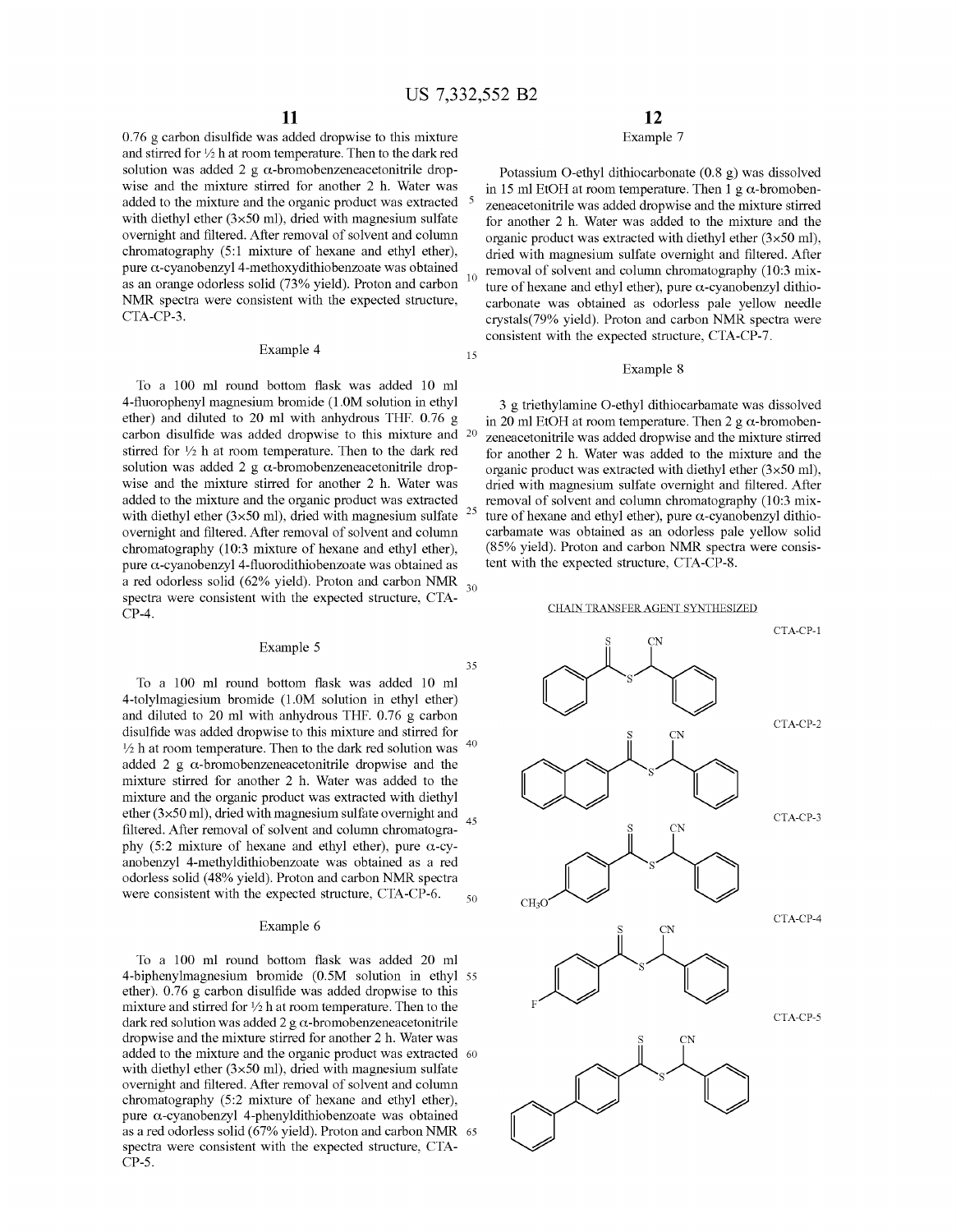0.76 g carbon disulfide was added dropwise to this mixture and stirred for ½ h at room temperature. Then to the dark red solution was added 2 g α-bromobenzeneacetonitrile dropwise and the mixture stirred for another 2 h. Water was added to the mixture and the organic product was extracted with diethyl ether (3×50 ml), dried with magnesium sulfate overnight and filtered. After removal of solvent and column chromatography (5:1 mixture of hexane and ethyl ether), pure α-cyanobenzyl 4-methoxydithiobenzoate was obtained as an orange odorless solid (73% yield). Proton and carbon NMR spectra were consistent with the expected structure, CTA-CP-3.

### Example 4

To a 100 ml round bottom flask was added 10 ml 4-fluorophenyl magnesium bromide (1.0M solution in ethyl ether) and diluted to 20 ml with anhydrous THF. 0.76 g carbon disulfide was added dropwise to this mixture and stirred for ½ h at room temperature. Then to the dark red solution was added 2 g α-bromobenzeneacetonitrile dropwise and the mixture stirred for another 2 h. Water was added to the mixture and the organic product was extracted with diethyl ether (3×50 ml), dried with magnesium sulfate overnight and filtered. After removal of solvent and column chromatography (10:3 mixture of hexane and ethyl ether), pure α-cyanobenzyl 4-fluorodithiobenzoate was obtained as a red odorless solid (62% yield). Proton and carbon NMR spectra were consistent with the expected structure, CTA-CP-4.

### Example 5

To a 100 ml round bottom flask was added 10 ml 4-tolylmagiesium bromide (1.0M solution in ethyl ether) and diluted to 20 ml with anhydrous THF. 0.76 g carbon disulfide was added dropwise to this mixture and stirred for ½ h at room temperature. Then to the dark red solution was added 2 g α-bromobenzeneacetonitrile dropwise and the mixture stirred for another 2 h. Water was added to the mixture and the organic product was extracted with diethyl ether (3×50 ml), dried with magnesium sulfate overnight and filtered. After removal of solvent and column chromatography (5:2 mixture of hexane and ethyl ether), pure α-cyanobenzyl 4-methyldithiobenzoate was obtained as a red odorless solid (48% yield). Proton and carbon NMR spectra were consistent with the expected structure, CTA-CP-6.

### Example 6

To a 100 ml round bottom flask was added 20 ml 4-biphenylmagnesium bromide (0.5M solution in ethyl ether). 0.76 g carbon disulfide was added dropwise to this mixture and stirred for ½ h at room temperature. Then to the dark red solution was added 2 g α-bromobenzeneacetonitrile dropwise and the mixture stirred for another 2 h. Water was added to the mixture and the organic product was extracted with diethyl ether (3×50 ml), dried with magnesium sulfate overnight and filtered. After removal of solvent and column chromatography (5:2 mixture of hexane and ethyl ether), pure α-cyanobenzyl 4-phenyldithiobenzoate was obtained as a red odorless solid (67% yield). Proton and carbon NMR spectra were consistent with the expected structure, CTA-CP-5.

### Example 7

Potassium O-ethyl dithiocarbonate (0.8 g) was dissolved in 15 ml EtOH at room temperature. Then 1 g α-bromobenzeneacetonitrile was added dropwise and the mixture stirred for another 2 h. Water was added to the mixture and the organic product was extracted with diethyl ether (3×50 ml), dried with magnesium sulfate overnight and filtered. After removal of solvent and column chromatography (10:3 mixture of hexane and ethyl ether), pure α-cyanobenzyl dithiocarbonate was obtained as odorless pale yellow needle crystals(79% yield). Proton and carbon NMR spectra were consistent with the expected structure, CTA-CP-7.

### Example 8

3 g triethylamine O-ethyl dithiocarbamate was dissolved in 20 ml EtOH at room temperature. Then 2 g α-bromobenzeneacetonitrile was added dropwise and the mixture stirred for another 2 h. Water was added to the mixture and the organic product was extracted with diethyl ether (3×50 ml), dried with magnesium sulfate overnight and filtered. After removal of solvent and column chromatography (10:3 mixture of hexane and ethyl ether), pure α-cyanobenzyl dithiocarbamate was obtained as an odorless pale yellow solid (85% yield). Proton and carbon NMR spectra were consistent with the expected structure, CTA-CP-8.

CHAIN TRANSFER AGENT SYNTHESIZED

CTA-CP-1

CTA-CP-2

CTA-CP-3

CTA-CP-4

CTA-CP-5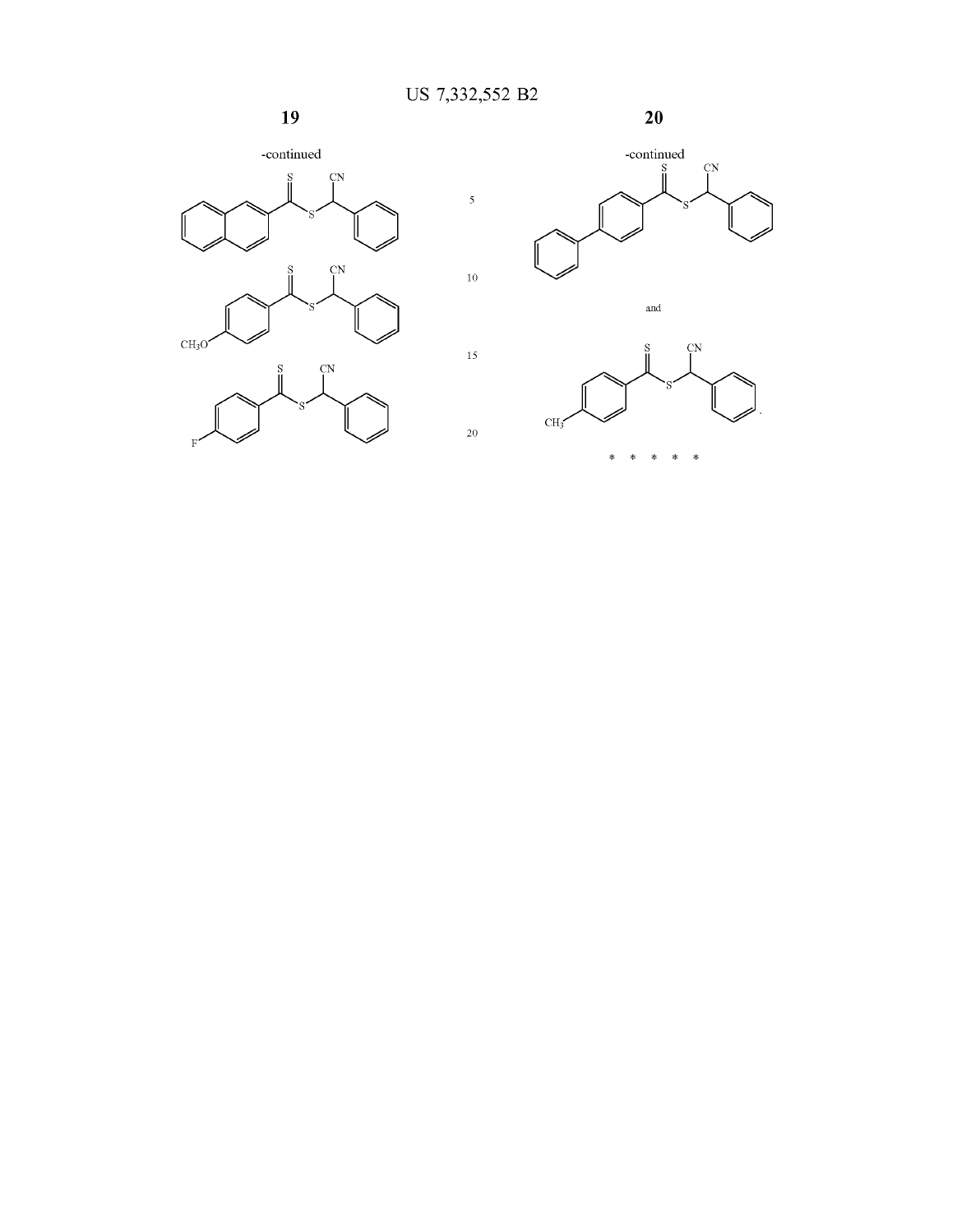-continued

and

.

* * * * *